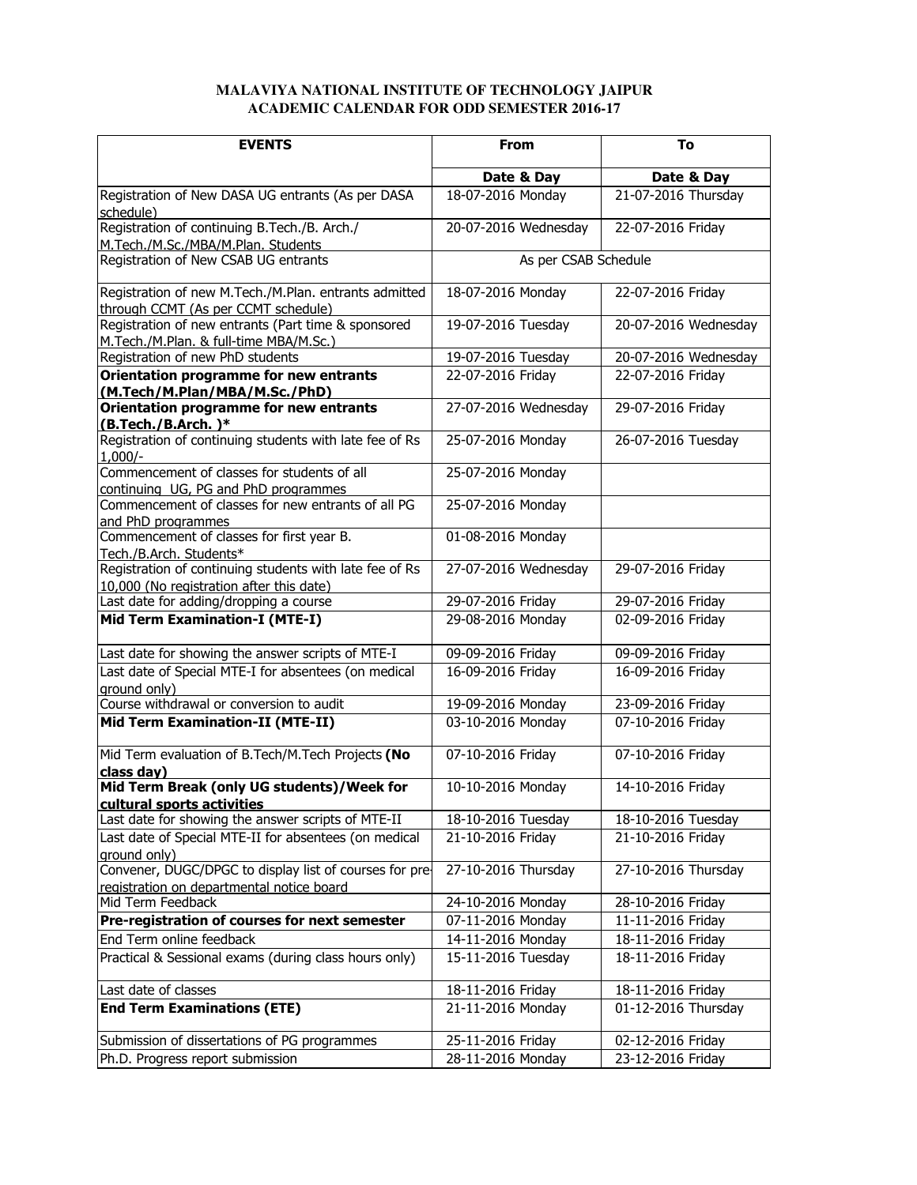**MALAVIYA NATIONAL INSTITUTE OF TECHNOLOGY JAIPUR**
**ACADEMIC CALENDAR FOR ODD SEMESTER 2016-17**

| EVENTS | From | To |
|---|---|---|
| | **Date & Day** | **Date & Day** |
| Registration of New DASA UG entrants (As per DASA schedule) | 18-07-2016 Monday | 21-07-2016 Thursday |
| Registration of continuing B.Tech./B. Arch./ M.Tech./M.Sc./MBA/M.Plan. Students | 20-07-2016 Wednesday | 22-07-2016 Friday |
| Registration of New CSAB UG entrants | As per CSAB Schedule | |
| Registration of new M.Tech./M.Plan. entrants admitted through CCMT (As per CCMT schedule) | 18-07-2016 Monday | 22-07-2016 Friday |
| Registration of new entrants (Part time & sponsored M.Tech./M.Plan. & full-time MBA/M.Sc.) | 19-07-2016 Tuesday | 20-07-2016 Wednesday |
| Registration of new PhD students | 19-07-2016 Tuesday | 20-07-2016 Wednesday |
| **Orientation programme for new entrants (M.Tech/M.Plan/MBA/M.Sc./PhD)** | 22-07-2016 Friday | 22-07-2016 Friday |
| **Orientation programme for new entrants (B.Tech./B.Arch. )*** | 27-07-2016 Wednesday | 29-07-2016 Friday |
| Registration of continuing students with late fee of Rs 1,000/- | 25-07-2016 Monday | 26-07-2016 Tuesday |
| Commencement of classes for students of all continuing UG, PG and PhD programmes | 25-07-2016 Monday | |
| Commencement of classes for new entrants of all PG and PhD programmes | 25-07-2016 Monday | |
| Commencement of classes for first year B. Tech./B.Arch. Students* | 01-08-2016 Monday | |
| Registration of continuing students with late fee of Rs 10,000 (No registration after this date) | 27-07-2016 Wednesday | 29-07-2016 Friday |
| Last date for adding/dropping a course | 29-07-2016 Friday | 29-07-2016 Friday |
| **Mid Term Examination-I (MTE-I)** | 29-08-2016 Monday | 02-09-2016 Friday |
| Last date for showing the answer scripts of MTE-I | 09-09-2016 Friday | 09-09-2016 Friday |
| Last date of Special MTE-I for absentees (on medical ground only) | 16-09-2016 Friday | 16-09-2016 Friday |
| Course withdrawal or conversion to audit | 19-09-2016 Monday | 23-09-2016 Friday |
| **Mid Term Examination-II (MTE-II)** | 03-10-2016 Monday | 07-10-2016 Friday |
| Mid Term evaluation of B.Tech/M.Tech Projects **(No class day)** | 07-10-2016 Friday | 07-10-2016 Friday |
| **Mid Term Break (only UG students)/Week for cultural sports activities** | 10-10-2016 Monday | 14-10-2016 Friday |
| Last date for showing the answer scripts of MTE-II | 18-10-2016 Tuesday | 18-10-2016 Tuesday |
| Last date of Special MTE-II for absentees (on medical ground only) | 21-10-2016 Friday | 21-10-2016 Friday |
| Convener, DUGC/DPGC to display list of courses for pre-registration on departmental notice board | 27-10-2016 Thursday | 27-10-2016 Thursday |
| Mid Term Feedback | 24-10-2016 Monday | 28-10-2016 Friday |
| **Pre-registration of courses for next semester** | 07-11-2016 Monday | 11-11-2016 Friday |
| End Term online feedback | 14-11-2016 Monday | 18-11-2016 Friday |
| Practical & Sessional exams (during class hours only) | 15-11-2016 Tuesday | 18-11-2016 Friday |
| Last date of classes | 18-11-2016 Friday | 18-11-2016 Friday |
| **End Term Examinations (ETE)** | 21-11-2016 Monday | 01-12-2016 Thursday |
| Submission of dissertations of PG programmes | 25-11-2016 Friday | 02-12-2016 Friday |
| Ph.D. Progress report submission | 28-11-2016 Monday | 23-12-2016 Friday |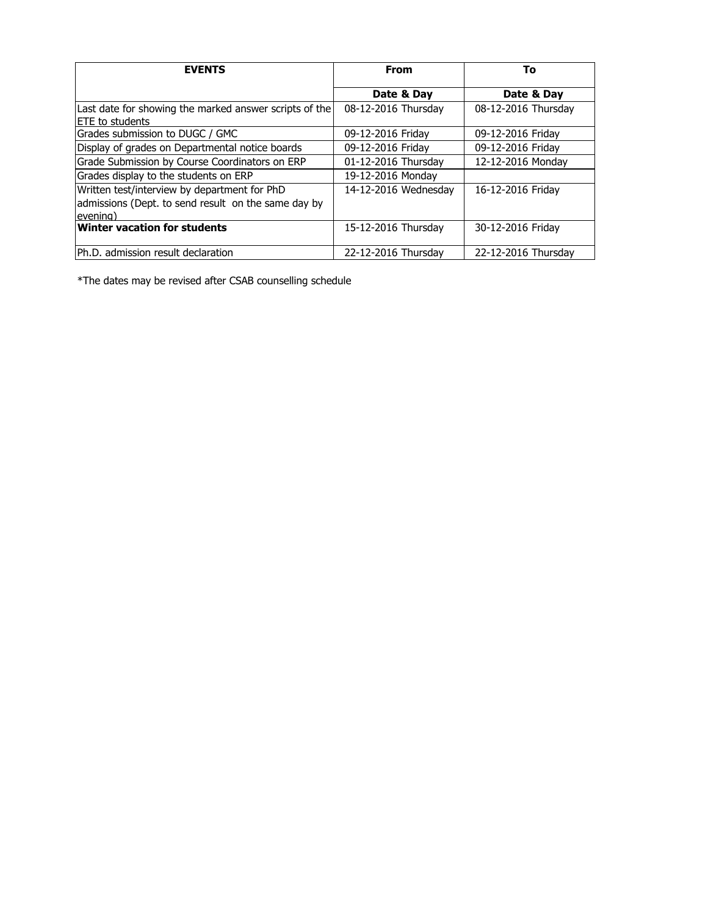| **EVENTS** | **From** | **To** |
|---|---|---|
| | **Date & Day** | **Date & Day** |
| Last date for showing the marked answer scripts of the ETE to students | 08-12-2016 Thursday | 08-12-2016 Thursday |
| Grades submission to DUGC / GMC | 09-12-2016 Friday | 09-12-2016 Friday |
| Display of grades on Departmental notice boards | 09-12-2016 Friday | 09-12-2016 Friday |
| Grade Submission by Course Coordinators on ERP | 01-12-2016 Thursday | 12-12-2016 Monday |
| Grades display to the students on ERP | 19-12-2016 Monday | |
| Written test/interview by department for PhD admissions (Dept. to send result on the same day by evening) | 14-12-2016 Wednesday | 16-12-2016 Friday |
| **Winter vacation for students** | 15-12-2016 Thursday | 30-12-2016 Friday |
| Ph.D. admission result declaration | 22-12-2016 Thursday | 22-12-2016 Thursday |

*The dates may be revised after CSAB counselling schedule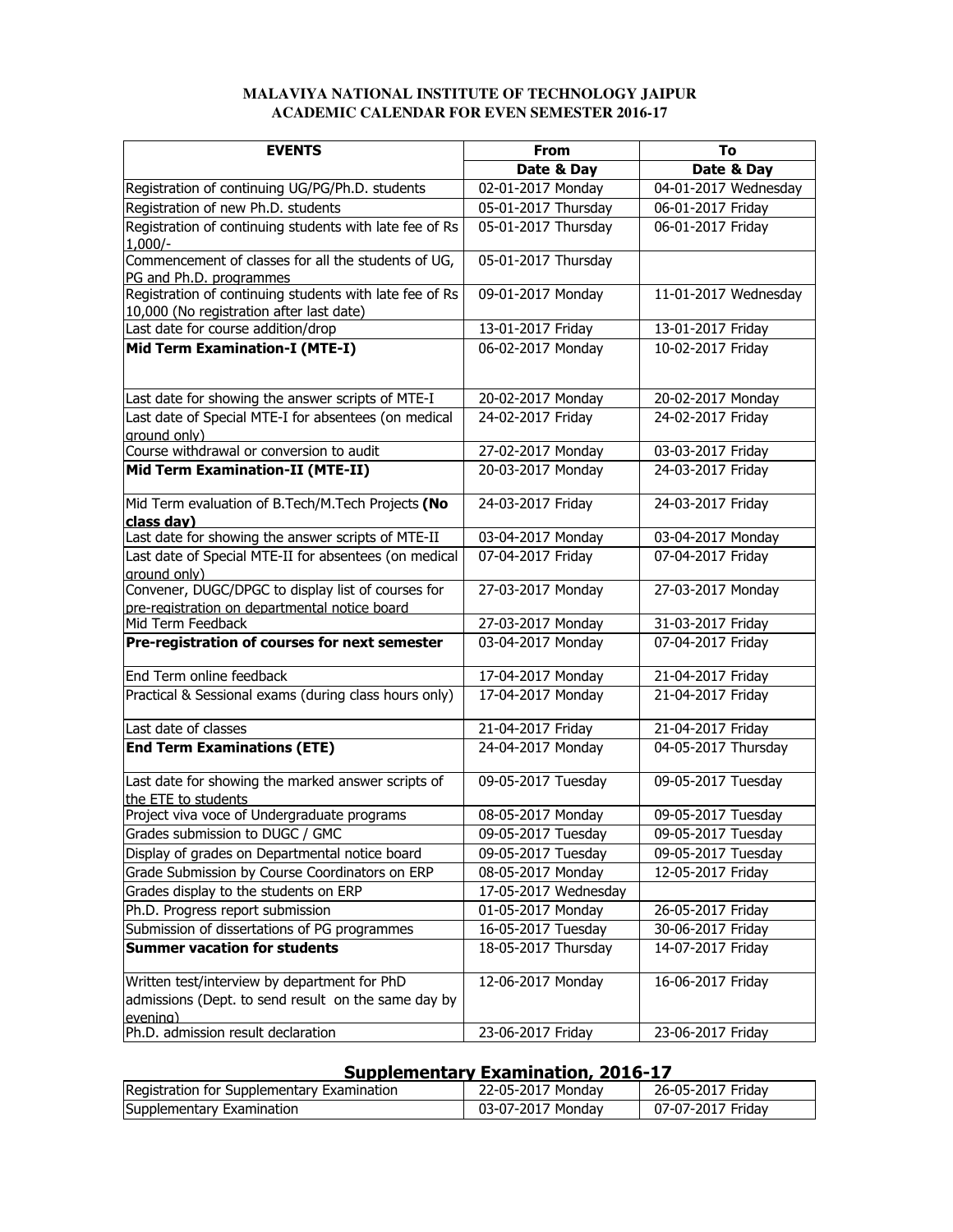**MALAVIYA NATIONAL INSTITUTE OF TECHNOLOGY JAIPUR**
**ACADEMIC CALENDAR FOR EVEN SEMESTER 2016-17**

| EVENTS | From | To |
|---|---|---|
| | Date & Day | Date & Day |
| Registration of continuing UG/PG/Ph.D. students | 02-01-2017 Monday | 04-01-2017 Wednesday |
| Registration of new Ph.D. students | 05-01-2017 Thursday | 06-01-2017 Friday |
| Registration of continuing students with late fee of Rs 1,000/- | 05-01-2017 Thursday | 06-01-2017 Friday |
| Commencement of classes for all the students of UG, PG and Ph.D. programmes | 05-01-2017 Thursday | |
| Registration of continuing students with late fee of Rs 10,000 (No registration after last date) | 09-01-2017 Monday | 11-01-2017 Wednesday |
| Last date for course addition/drop | 13-01-2017 Friday | 13-01-2017 Friday |
| **Mid Term Examination-I (MTE-I)** | 06-02-2017 Monday | 10-02-2017 Friday |
| Last date for showing the answer scripts of MTE-I | 20-02-2017 Monday | 20-02-2017 Monday |
| Last date of Special MTE-I for absentees (on medical ground only) | 24-02-2017 Friday | 24-02-2017 Friday |
| Course withdrawal or conversion to audit | 27-02-2017 Monday | 03-03-2017 Friday |
| **Mid Term Examination-II (MTE-II)** | 20-03-2017 Monday | 24-03-2017 Friday |
| Mid Term evaluation of B.Tech/M.Tech Projects **(No class day)** | 24-03-2017 Friday | 24-03-2017 Friday |
| Last date for showing the answer scripts of MTE-II | 03-04-2017 Monday | 03-04-2017 Monday |
| Last date of Special MTE-II for absentees (on medical ground only) | 07-04-2017 Friday | 07-04-2017 Friday |
| Convener, DUGC/DPGC to display list of courses for pre-registration on departmental notice board | 27-03-2017 Monday | 27-03-2017 Monday |
| Mid Term Feedback | 27-03-2017 Monday | 31-03-2017 Friday |
| **Pre-registration of courses for next semester** | 03-04-2017 Monday | 07-04-2017 Friday |
| End Term online feedback | 17-04-2017 Monday | 21-04-2017 Friday |
| Practical & Sessional exams (during class hours only) | 17-04-2017 Monday | 21-04-2017 Friday |
| Last date of classes | 21-04-2017 Friday | 21-04-2017 Friday |
| **End Term Examinations (ETE)** | 24-04-2017 Monday | 04-05-2017 Thursday |
| Last date for showing the marked answer scripts of the ETE to students | 09-05-2017 Tuesday | 09-05-2017 Tuesday |
| Project viva voce of Undergraduate programs | 08-05-2017 Monday | 09-05-2017 Tuesday |
| Grades submission to DUGC / GMC | 09-05-2017 Tuesday | 09-05-2017 Tuesday |
| Display of grades on Departmental notice board | 09-05-2017 Tuesday | 09-05-2017 Tuesday |
| Grade Submission by Course Coordinators on ERP | 08-05-2017 Monday | 12-05-2017 Friday |
| Grades display to the students on ERP | 17-05-2017 Wednesday | |
| Ph.D. Progress report submission | 01-05-2017 Monday | 26-05-2017 Friday |
| Submission of dissertations of PG programmes | 16-05-2017 Tuesday | 30-06-2017 Friday |
| **Summer vacation for students** | 18-05-2017 Thursday | 14-07-2017 Friday |
| Written test/interview by department for PhD admissions (Dept. to send result on the same day by evening) | 12-06-2017 Monday | 16-06-2017 Friday |
| Ph.D. admission result declaration | 23-06-2017 Friday | 23-06-2017 Friday |

## Supplementary Examination, 2016-17

| | | |
|---|---|---|
| Registration for Supplementary Examination | 22-05-2017 Monday | 26-05-2017 Friday |
| Supplementary Examination | 03-07-2017 Monday | 07-07-2017 Friday |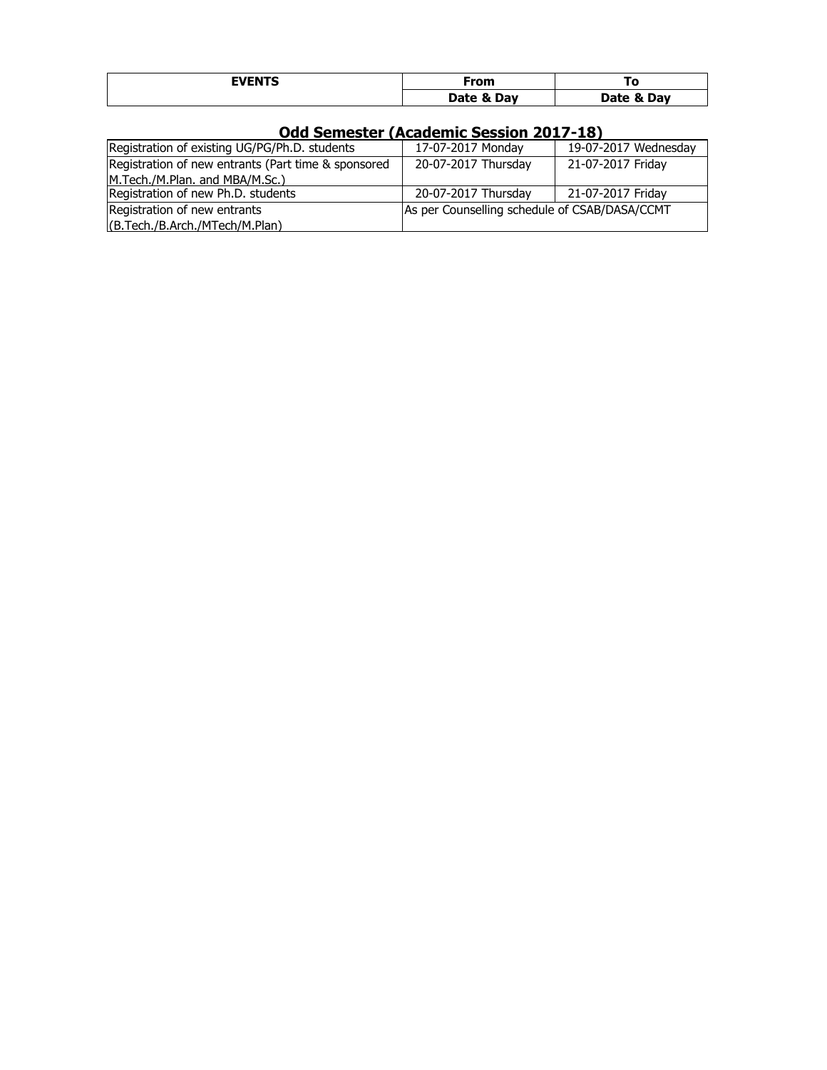| EVENTS | From | To |
|---|---|---|
| | Date & Day | Date & Day |

## Odd Semester (Academic Session 2017-18)

| | | |
|---|---|---|
| Registration of existing UG/PG/Ph.D. students | 17-07-2017 Monday | 19-07-2017 Wednesday |
| Registration of new entrants (Part time & sponsored M.Tech./M.Plan. and MBA/M.Sc.) | 20-07-2017 Thursday | 21-07-2017 Friday |
| Registration of new Ph.D. students | 20-07-2017 Thursday | 21-07-2017 Friday |
| Registration of new entrants (B.Tech./B.Arch./MTech/M.Plan) | As per Counselling schedule of CSAB/DASA/CCMT | |